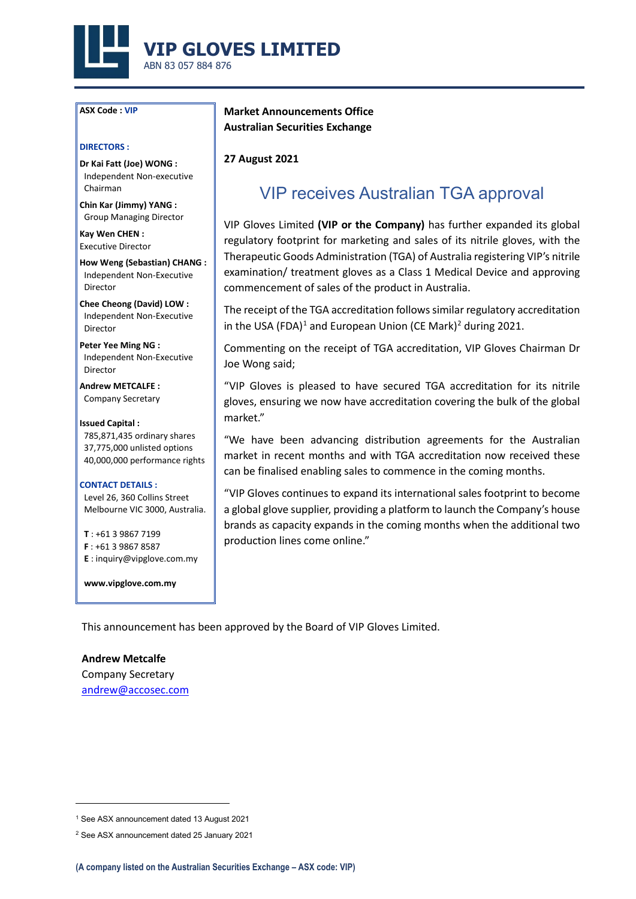# VIP GLOVES LIMITED

ABN 83 057 884 876

**ASX Code : VIP**

**DIRECTORS :**

**Dr Kai Fatt (Joe) WONG :**
Independent Non-executive Chairman

**Chin Kar (Jimmy) YANG :**
Group Managing Director

**Kay Wen CHEN :**
Executive Director

**How Weng (Sebastian) CHANG :**
Independent Non-Executive Director

**Chee Cheong (David) LOW :**
Independent Non-Executive Director

**Peter Yee Ming NG :**
Independent Non-Executive Director

**Andrew METCALFE :**
Company Secretary

**Issued Capital :**
785,871,435 ordinary shares
37,775,000 unlisted options
40,000,000 performance rights

**CONTACT DETAILS :**
Level 26, 360 Collins Street
Melbourne VIC 3000, Australia.

**T** : +61 3 9867 7199
**F** : +61 3 9867 8587
**E** : inquiry@vipglove.com.my

**www.vipglove.com.my**

**Market Announcements Office**
**Australian Securities Exchange**

**27 August 2021**

## VIP receives Australian TGA approval

VIP Gloves Limited **(VIP or the Company)** has further expanded its global regulatory footprint for marketing and sales of its nitrile gloves, with the Therapeutic Goods Administration (TGA) of Australia registering VIP's nitrile examination/ treatment gloves as a Class 1 Medical Device and approving commencement of sales of the product in Australia.

The receipt of the TGA accreditation follows similar regulatory accreditation in the USA (FDA)[1] and European Union (CE Mark)[2] during 2021.

Commenting on the receipt of TGA accreditation, VIP Gloves Chairman Dr Joe Wong said;

"VIP Gloves is pleased to have secured TGA accreditation for its nitrile gloves, ensuring we now have accreditation covering the bulk of the global market."

"We have been advancing distribution agreements for the Australian market in recent months and with TGA accreditation now received these can be finalised enabling sales to commence in the coming months.

"VIP Gloves continues to expand its international sales footprint to become a global glove supplier, providing a platform to launch the Company's house brands as capacity expands in the coming months when the additional two production lines come online."

This announcement has been approved by the Board of VIP Gloves Limited.

**Andrew Metcalfe**
Company Secretary
andrew@accosec.com

[1] See ASX announcement dated 13 August 2021

[2] See ASX announcement dated 25 January 2021

**(A company listed on the Australian Securities Exchange – ASX code: VIP)**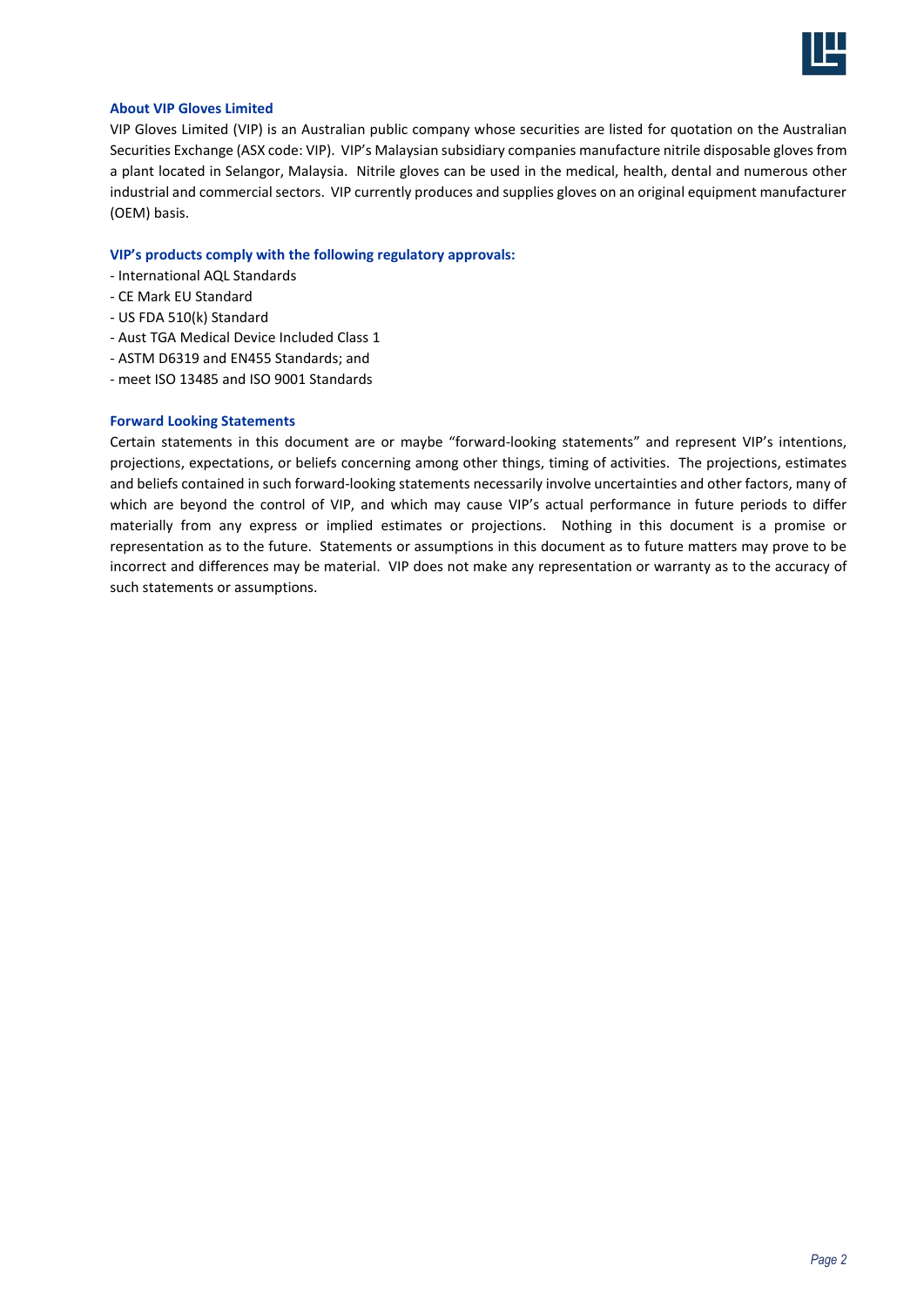### About VIP Gloves Limited

VIP Gloves Limited (VIP) is an Australian public company whose securities are listed for quotation on the Australian Securities Exchange (ASX code: VIP). VIP's Malaysian subsidiary companies manufacture nitrile disposable gloves from a plant located in Selangor, Malaysia. Nitrile gloves can be used in the medical, health, dental and numerous other industrial and commercial sectors. VIP currently produces and supplies gloves on an original equipment manufacturer (OEM) basis.

### VIP's products comply with the following regulatory approvals:

- International AQL Standards
- CE Mark EU Standard
- US FDA 510(k) Standard
- Aust TGA Medical Device Included Class 1
- ASTM D6319 and EN455 Standards; and
- meet ISO 13485 and ISO 9001 Standards

### Forward Looking Statements

Certain statements in this document are or maybe "forward-looking statements" and represent VIP's intentions, projections, expectations, or beliefs concerning among other things, timing of activities. The projections, estimates and beliefs contained in such forward-looking statements necessarily involve uncertainties and other factors, many of which are beyond the control of VIP, and which may cause VIP's actual performance in future periods to differ materially from any express or implied estimates or projections. Nothing in this document is a promise or representation as to the future. Statements or assumptions in this document as to future matters may prove to be incorrect and differences may be material. VIP does not make any representation or warranty as to the accuracy of such statements or assumptions.